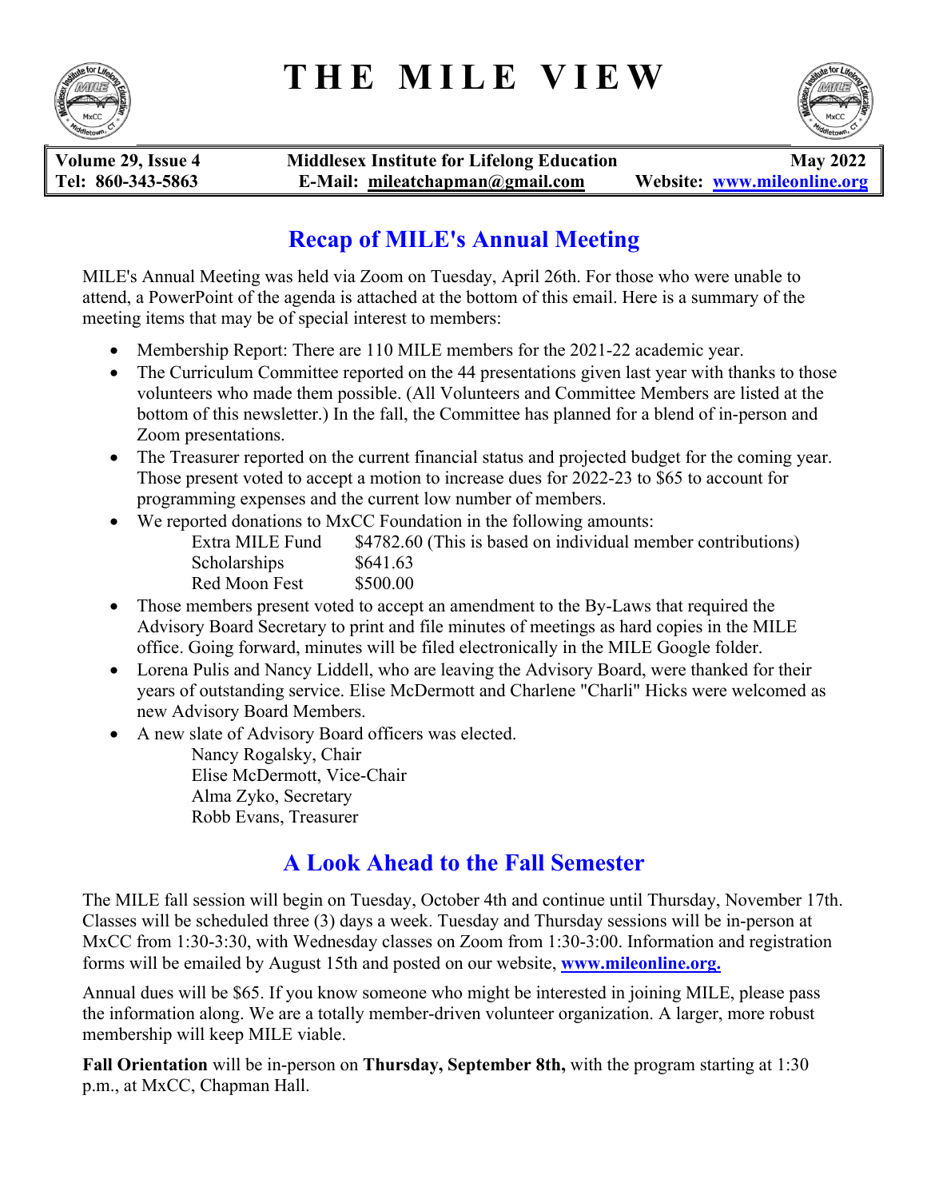# THE MILE VIEW

| Volume 29, Issue 4 | Middlesex Institute for Lifelong Education | May 2022 |
| --- | --- | --- |
| Tel: 860-343-5863 | E-Mail: mileatchapman@gmail.com | Website: www.mileonline.org |

## Recap of MILE's Annual Meeting

MILE's Annual Meeting was held via Zoom on Tuesday, April 26th. For those who were unable to attend, a PowerPoint of the agenda is attached at the bottom of this email. Here is a summary of the meeting items that may be of special interest to members:

- Membership Report: There are 110 MILE members for the 2021-22 academic year.
- The Curriculum Committee reported on the 44 presentations given last year with thanks to those volunteers who made them possible. (All Volunteers and Committee Members are listed at the bottom of this newsletter.) In the fall, the Committee has planned for a blend of in-person and Zoom presentations.
- The Treasurer reported on the current financial status and projected budget for the coming year. Those present voted to accept a motion to increase dues for 2022-23 to $65 to account for programming expenses and the current low number of members.
- We reported donations to MxCC Foundation in the following amounts:
  - Extra MILE Fund $4782.60 (This is based on individual member contributions)
  - Scholarships $641.63
  - Red Moon Fest $500.00
- Those members present voted to accept an amendment to the By-Laws that required the Advisory Board Secretary to print and file minutes of meetings as hard copies in the MILE office. Going forward, minutes will be filed electronically in the MILE Google folder.
- Lorena Pulis and Nancy Liddell, who are leaving the Advisory Board, were thanked for their years of outstanding service. Elise McDermott and Charlene "Charli" Hicks were welcomed as new Advisory Board Members.
- A new slate of Advisory Board officers was elected.
  - Nancy Rogalsky, Chair
  - Elise McDermott, Vice-Chair
  - Alma Zyko, Secretary
  - Robb Evans, Treasurer

## A Look Ahead to the Fall Semester

The MILE fall session will begin on Tuesday, October 4th and continue until Thursday, November 17th. Classes will be scheduled three (3) days a week. Tuesday and Thursday sessions will be in-person at MxCC from 1:30-3:30, with Wednesday classes on Zoom from 1:30-3:00. Information and registration forms will be emailed by August 15th and posted on our website, **www.mileonline.org.**

Annual dues will be $65. If you know someone who might be interested in joining MILE, please pass the information along. We are a totally member-driven volunteer organization. A larger, more robust membership will keep MILE viable.

**Fall Orientation** will be in-person on **Thursday, September 8th,** with the program starting at 1:30 p.m., at MxCC, Chapman Hall.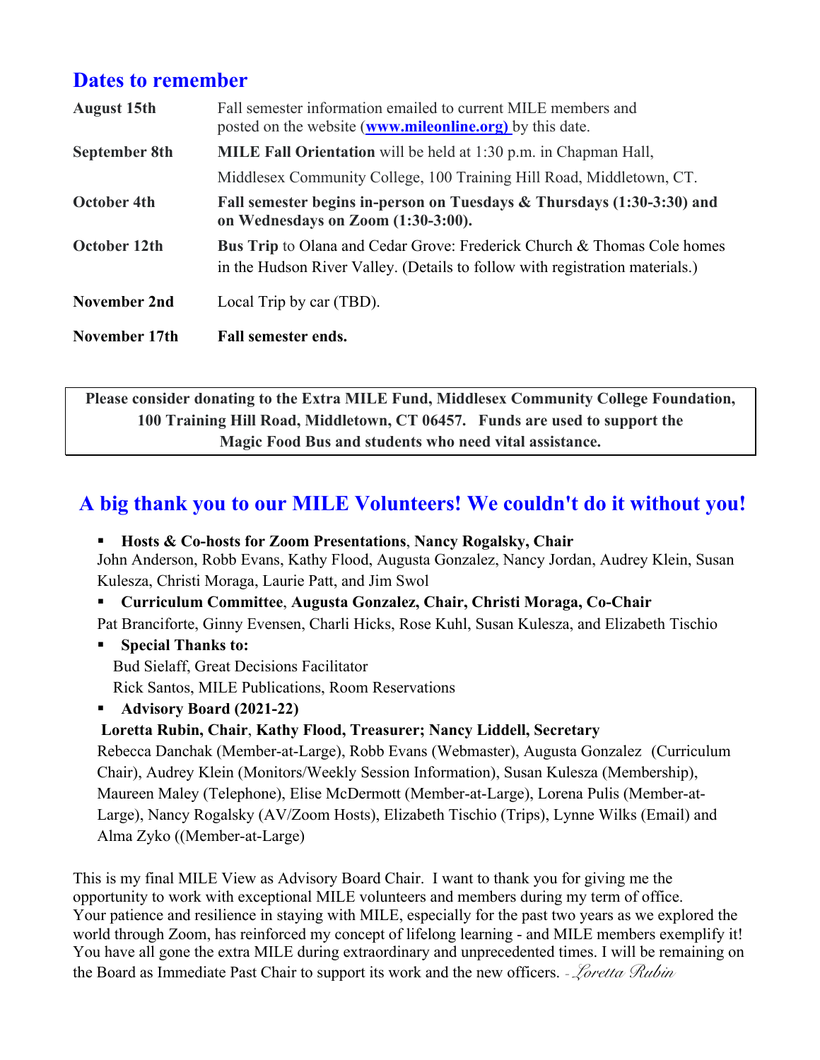## Dates to remember

| | |
|---|---|
| **August 15th** | Fall semester information emailed to current MILE members and posted on the website (**www.mileonline.org)** by this date. |
| **September 8th** | **MILE Fall Orientation** will be held at 1:30 p.m. in Chapman Hall, Middlesex Community College, 100 Training Hill Road, Middletown, CT. |
| **October 4th** | **Fall semester begins in-person on Tuesdays & Thursdays (1:30-3:30) and on Wednesdays on Zoom (1:30-3:00).** |
| **October 12th** | **Bus Trip** to Olana and Cedar Grove: Frederick Church & Thomas Cole homes in the Hudson River Valley. (Details to follow with registration materials.) |
| **November 2nd** | Local Trip by car (TBD). |
| **November 17th** | **Fall semester ends.** |

**Please consider donating to the Extra MILE Fund, Middlesex Community College Foundation, 100 Training Hill Road, Middletown, CT 06457. Funds are used to support the Magic Food Bus and students who need vital assistance.**

## A big thank you to our MILE Volunteers! We couldn't do it without you!

- **Hosts & Co-hosts for Zoom Presentations**, **Nancy Rogalsky, Chair**
  John Anderson, Robb Evans, Kathy Flood, Augusta Gonzalez, Nancy Jordan, Audrey Klein, Susan Kulesza, Christi Moraga, Laurie Patt, and Jim Swol
- **Curriculum Committee**, **Augusta Gonzalez, Chair, Christi Moraga, Co-Chair**
  Pat Branciforte, Ginny Evensen, Charli Hicks, Rose Kuhl, Susan Kulesza, and Elizabeth Tischio
- **Special Thanks to:**
  Bud Sielaff, Great Decisions Facilitator
  Rick Santos, MILE Publications, Room Reservations
- **Advisory Board (2021-22)**
  **Loretta Rubin, Chair**, **Kathy Flood, Treasurer; Nancy Liddell, Secretary**
  Rebecca Danchak (Member-at-Large), Robb Evans (Webmaster), Augusta Gonzalez (Curriculum Chair), Audrey Klein (Monitors/Weekly Session Information), Susan Kulesza (Membership), Maureen Maley (Telephone), Elise McDermott (Member-at-Large), Lorena Pulis (Member-at-Large), Nancy Rogalsky (AV/Zoom Hosts), Elizabeth Tischio (Trips), Lynne Wilks (Email) and Alma Zyko ((Member-at-Large)

This is my final MILE View as Advisory Board Chair. I want to thank you for giving me the opportunity to work with exceptional MILE volunteers and members during my term of office. Your patience and resilience in staying with MILE, especially for the past two years as we explored the world through Zoom, has reinforced my concept of lifelong learning - and MILE members exemplify it! You have all gone the extra MILE during extraordinary and unprecedented times. I will be remaining on the Board as Immediate Past Chair to support its work and the new officers. - *Loretta Rubin*